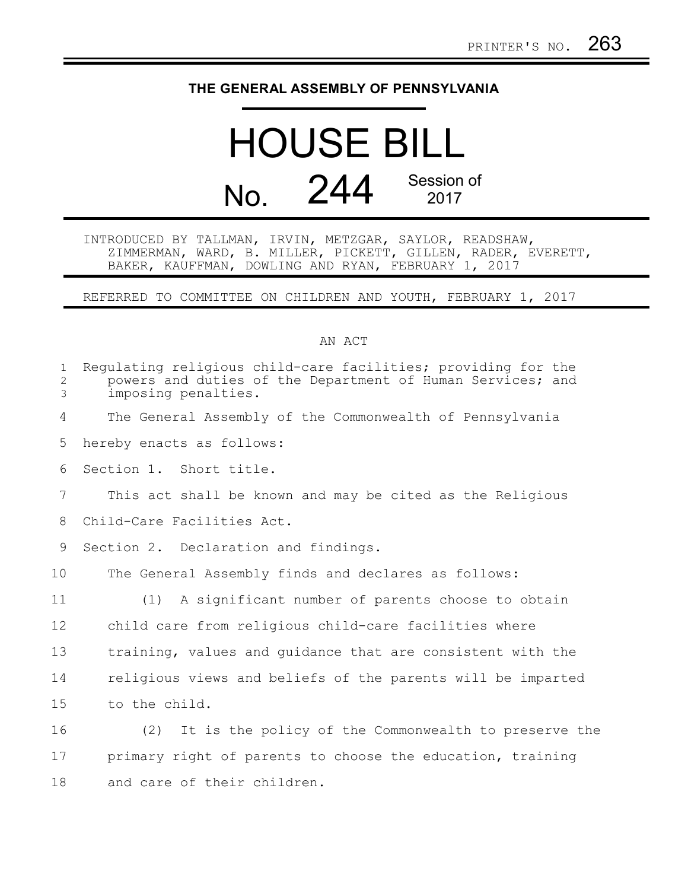PRINTER'S NO. 263

# THE GENERAL ASSEMBLY OF PENNSYLVANIA

# HOUSE BILL

## No. 244 Session of 2017

INTRODUCED BY TALLMAN, IRVIN, METZGAR, SAYLOR, READSHAW, ZIMMERMAN, WARD, B. MILLER, PICKETT, GILLEN, RADER, EVERETT, BAKER, KAUFFMAN, DOWLING AND RYAN, FEBRUARY 1, 2017

REFERRED TO COMMITTEE ON CHILDREN AND YOUTH, FEBRUARY 1, 2017

AN ACT

Regulating religious child-care facilities; providing for the powers and duties of the Department of Human Services; and imposing penalties.

The General Assembly of the Commonwealth of Pennsylvania hereby enacts as follows:

Section 1. Short title.

This act shall be known and may be cited as the Religious Child-Care Facilities Act.

Section 2. Declaration and findings.

The General Assembly finds and declares as follows:

(1) A significant number of parents choose to obtain child care from religious child-care facilities where training, values and guidance that are consistent with the religious views and beliefs of the parents will be imparted to the child.

(2) It is the policy of the Commonwealth to preserve the primary right of parents to choose the education, training and care of their children.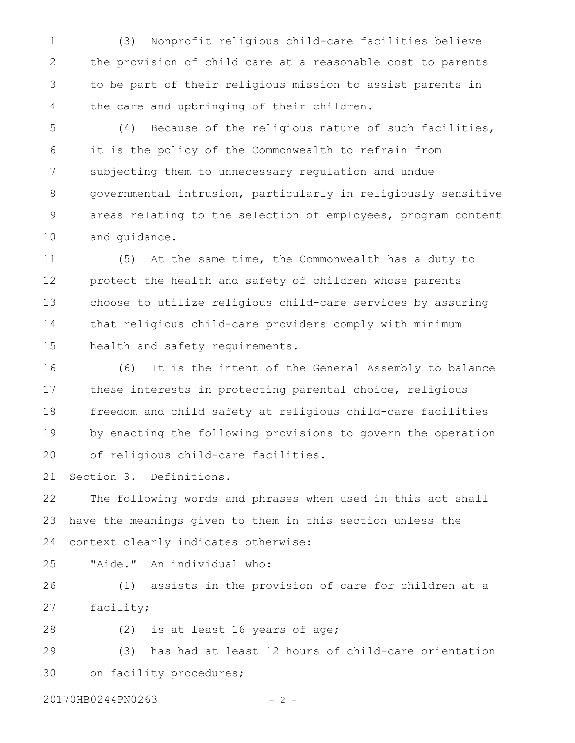(3) Nonprofit religious child-care facilities believe the provision of child care at a reasonable cost to parents to be part of their religious mission to assist parents in the care and upbringing of their children.

(4) Because of the religious nature of such facilities, it is the policy of the Commonwealth to refrain from subjecting them to unnecessary regulation and undue governmental intrusion, particularly in religiously sensitive areas relating to the selection of employees, program content and guidance.

(5) At the same time, the Commonwealth has a duty to protect the health and safety of children whose parents choose to utilize religious child-care services by assuring that religious child-care providers comply with minimum health and safety requirements.

(6) It is the intent of the General Assembly to balance these interests in protecting parental choice, religious freedom and child safety at religious child-care facilities by enacting the following provisions to govern the operation of religious child-care facilities.

Section 3. Definitions.

The following words and phrases when used in this act shall have the meanings given to them in this section unless the context clearly indicates otherwise:

"Aide." An individual who:

(1) assists in the provision of care for children at a facility;

(2) is at least 16 years of age;

(3) has had at least 12 hours of child-care orientation on facility procedures;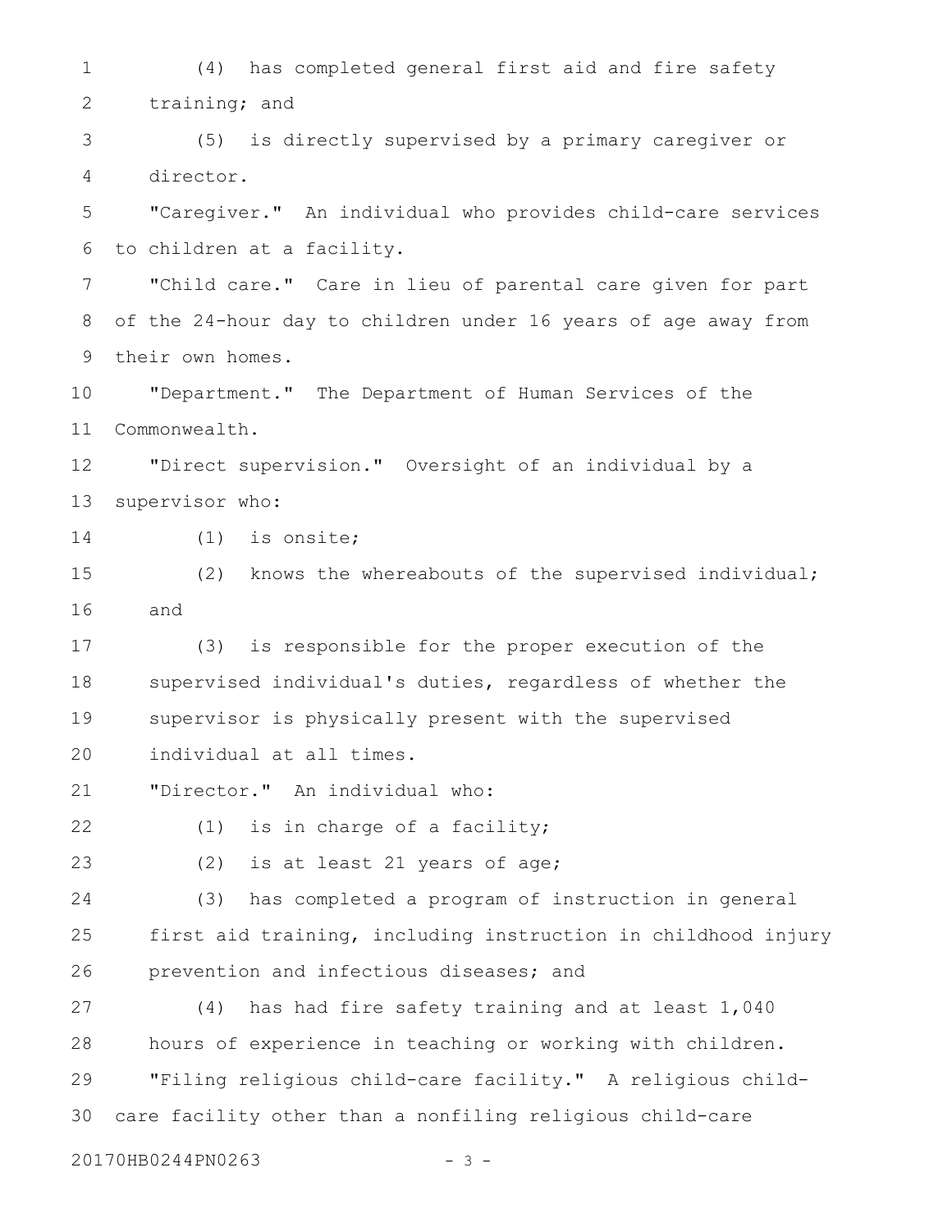(4) has completed general first aid and fire safety training; and

(5) is directly supervised by a primary caregiver or director.

"Caregiver." An individual who provides child-care services to children at a facility.

"Child care." Care in lieu of parental care given for part of the 24-hour day to children under 16 years of age away from their own homes.

"Department." The Department of Human Services of the Commonwealth.

"Direct supervision." Oversight of an individual by a supervisor who:

(1) is onsite;

(2) knows the whereabouts of the supervised individual; and

(3) is responsible for the proper execution of the supervised individual's duties, regardless of whether the supervisor is physically present with the supervised individual at all times.

"Director." An individual who:

(1) is in charge of a facility;

(2) is at least 21 years of age;

(3) has completed a program of instruction in general first aid training, including instruction in childhood injury prevention and infectious diseases; and

(4) has had fire safety training and at least 1,040 hours of experience in teaching or working with children.

"Filing religious child-care facility." A religious child-care facility other than a nonfiling religious child-care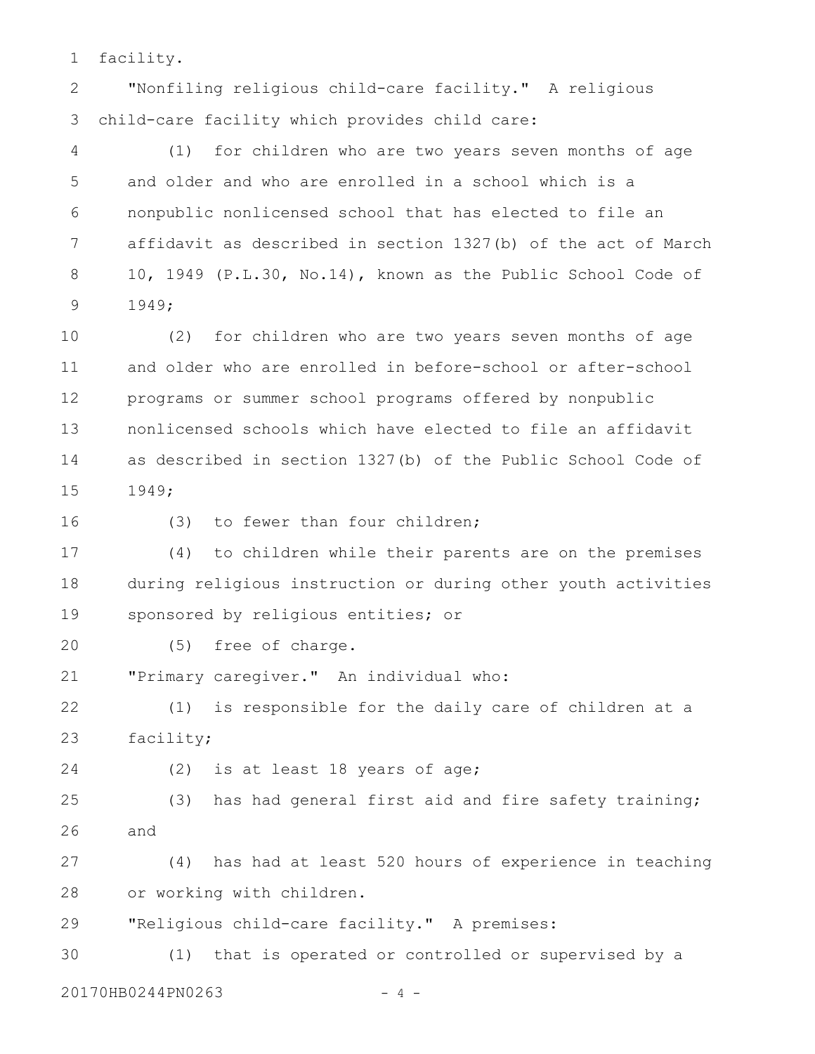facility.

"Nonfiling religious child-care facility." A religious child-care facility which provides child care:

(1) for children who are two years seven months of age and older and who are enrolled in a school which is a nonpublic nonlicensed school that has elected to file an affidavit as described in section 1327(b) of the act of March 10, 1949 (P.L.30, No.14), known as the Public School Code of 1949;

(2) for children who are two years seven months of age and older who are enrolled in before-school or after-school programs or summer school programs offered by nonpublic nonlicensed schools which have elected to file an affidavit as described in section 1327(b) of the Public School Code of 1949;

(3) to fewer than four children;

(4) to children while their parents are on the premises during religious instruction or during other youth activities sponsored by religious entities; or

(5) free of charge.

"Primary caregiver." An individual who:

(1) is responsible for the daily care of children at a facility;

(2) is at least 18 years of age;

(3) has had general first aid and fire safety training; and

(4) has had at least 520 hours of experience in teaching or working with children.

"Religious child-care facility." A premises:

(1) that is operated or controlled or supervised by a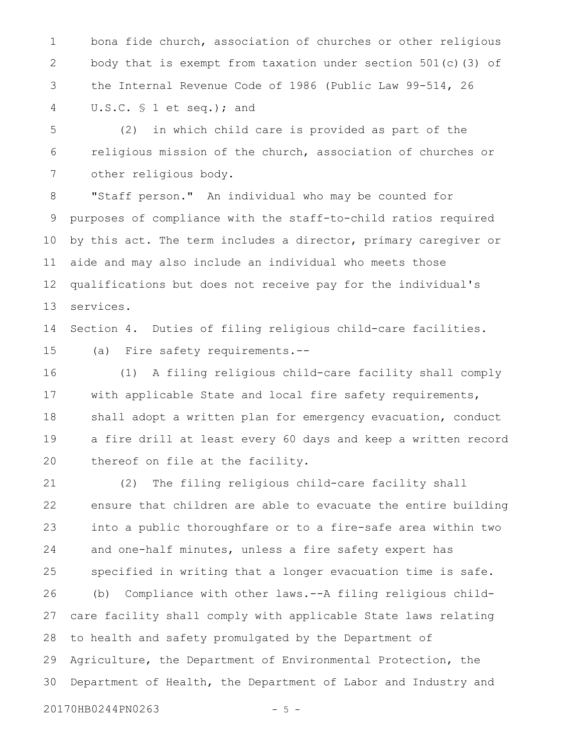bona fide church, association of churches or other religious body that is exempt from taxation under section 501(c)(3) of the Internal Revenue Code of 1986 (Public Law 99-514, 26 U.S.C. § 1 et seq.); and

(2) in which child care is provided as part of the religious mission of the church, association of churches or other religious body.

"Staff person." An individual who may be counted for purposes of compliance with the staff-to-child ratios required by this act. The term includes a director, primary caregiver or aide and may also include an individual who meets those qualifications but does not receive pay for the individual's services.

Section 4. Duties of filing religious child-care facilities.

(a) Fire safety requirements.--

(1) A filing religious child-care facility shall comply with applicable State and local fire safety requirements, shall adopt a written plan for emergency evacuation, conduct a fire drill at least every 60 days and keep a written record thereof on file at the facility.

(2) The filing religious child-care facility shall ensure that children are able to evacuate the entire building into a public thoroughfare or to a fire-safe area within two and one-half minutes, unless a fire safety expert has specified in writing that a longer evacuation time is safe.

(b) Compliance with other laws.--A filing religious child-care facility shall comply with applicable State laws relating to health and safety promulgated by the Department of Agriculture, the Department of Environmental Protection, the Department of Health, the Department of Labor and Industry and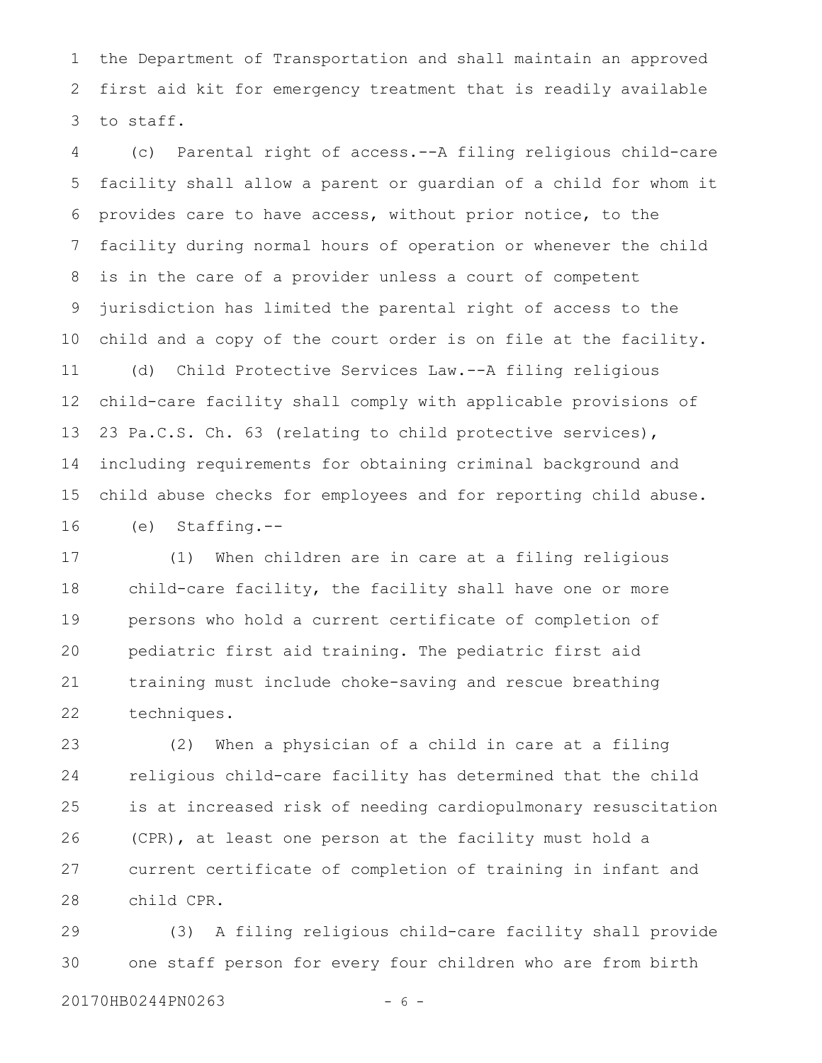the Department of Transportation and shall maintain an approved first aid kit for emergency treatment that is readily available to staff.

(c) Parental right of access.--A filing religious child-care facility shall allow a parent or guardian of a child for whom it provides care to have access, without prior notice, to the facility during normal hours of operation or whenever the child is in the care of a provider unless a court of competent jurisdiction has limited the parental right of access to the child and a copy of the court order is on file at the facility.

(d) Child Protective Services Law.--A filing religious child-care facility shall comply with applicable provisions of 23 Pa.C.S. Ch. 63 (relating to child protective services), including requirements for obtaining criminal background and child abuse checks for employees and for reporting child abuse.

(e) Staffing.--

(1) When children are in care at a filing religious child-care facility, the facility shall have one or more persons who hold a current certificate of completion of pediatric first aid training. The pediatric first aid training must include choke-saving and rescue breathing techniques.

(2) When a physician of a child in care at a filing religious child-care facility has determined that the child is at increased risk of needing cardiopulmonary resuscitation (CPR), at least one person at the facility must hold a current certificate of completion of training in infant and child CPR.

(3) A filing religious child-care facility shall provide one staff person for every four children who are from birth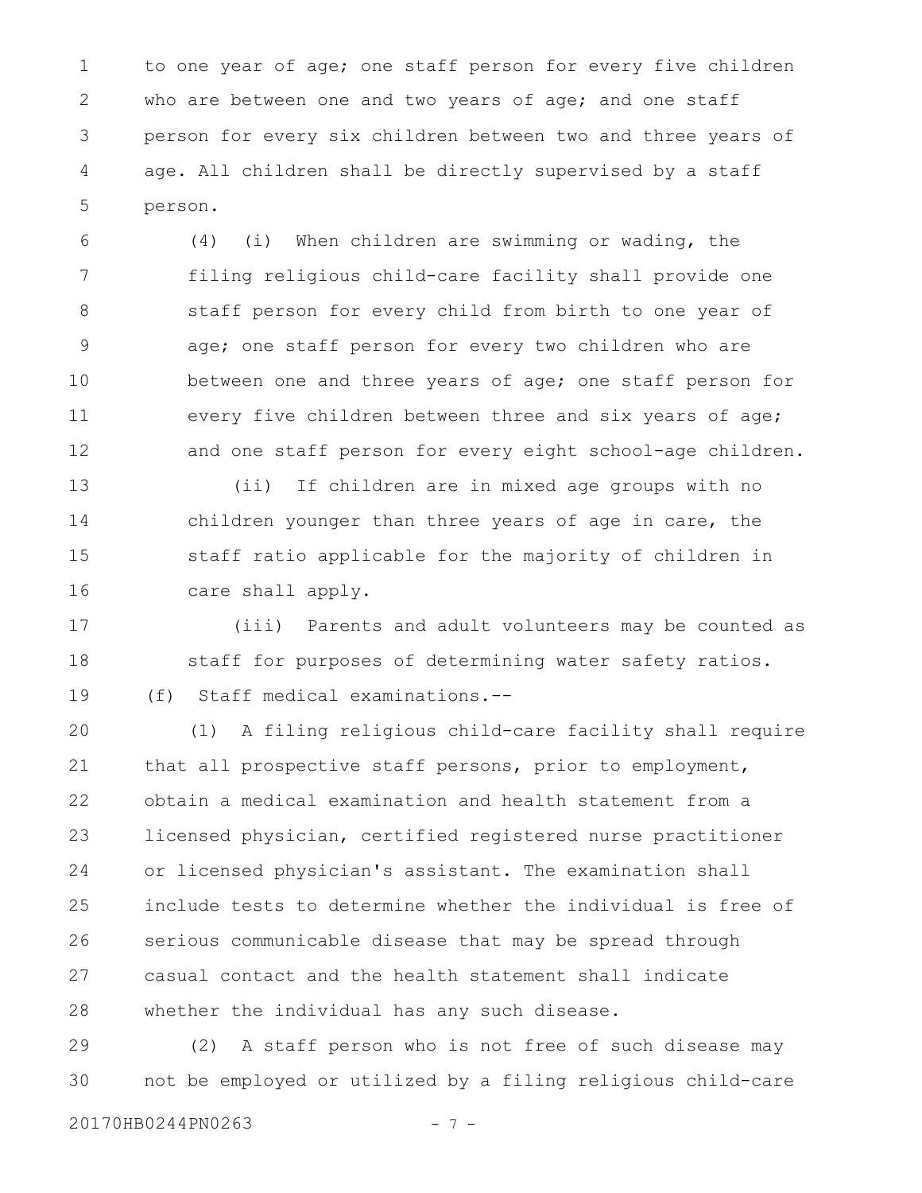to one year of age; one staff person for every five children who are between one and two years of age; and one staff person for every six children between two and three years of age. All children shall be directly supervised by a staff person.

(4) (i) When children are swimming or wading, the filing religious child-care facility shall provide one staff person for every child from birth to one year of age; one staff person for every two children who are between one and three years of age; one staff person for every five children between three and six years of age; and one staff person for every eight school-age children.

(ii) If children are in mixed age groups with no children younger than three years of age in care, the staff ratio applicable for the majority of children in care shall apply.

(iii) Parents and adult volunteers may be counted as staff for purposes of determining water safety ratios.

(f) Staff medical examinations.--

(1) A filing religious child-care facility shall require that all prospective staff persons, prior to employment, obtain a medical examination and health statement from a licensed physician, certified registered nurse practitioner or licensed physician's assistant. The examination shall include tests to determine whether the individual is free of serious communicable disease that may be spread through casual contact and the health statement shall indicate whether the individual has any such disease.

(2) A staff person who is not free of such disease may not be employed or utilized by a filing religious child-care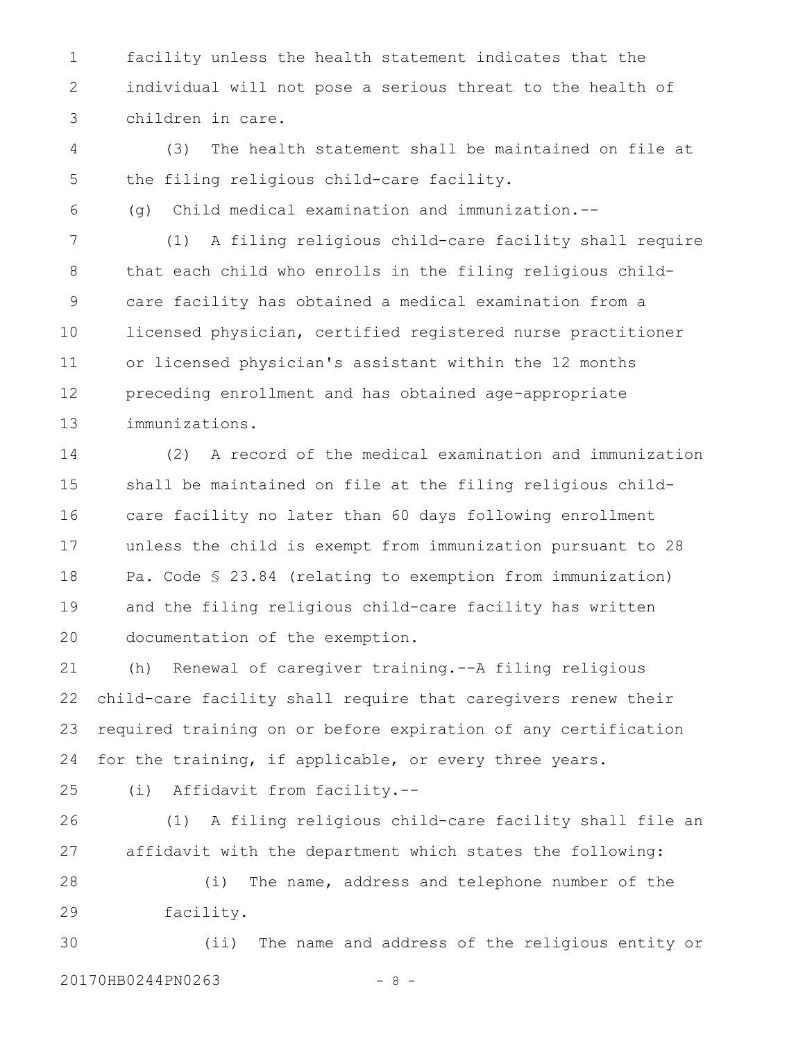facility unless the health statement indicates that the individual will not pose a serious threat to the health of children in care.

(3) The health statement shall be maintained on file at the filing religious child-care facility.

(g) Child medical examination and immunization.--

(1) A filing religious child-care facility shall require that each child who enrolls in the filing religious child-care facility has obtained a medical examination from a licensed physician, certified registered nurse practitioner or licensed physician's assistant within the 12 months preceding enrollment and has obtained age-appropriate immunizations.

(2) A record of the medical examination and immunization shall be maintained on file at the filing religious child-care facility no later than 60 days following enrollment unless the child is exempt from immunization pursuant to 28 Pa. Code § 23.84 (relating to exemption from immunization) and the filing religious child-care facility has written documentation of the exemption.

(h) Renewal of caregiver training.--A filing religious child-care facility shall require that caregivers renew their required training on or before expiration of any certification for the training, if applicable, or every three years.

(i) Affidavit from facility.--

(1) A filing religious child-care facility shall file an affidavit with the department which states the following:

(i) The name, address and telephone number of the facility.

(ii) The name and address of the religious entity or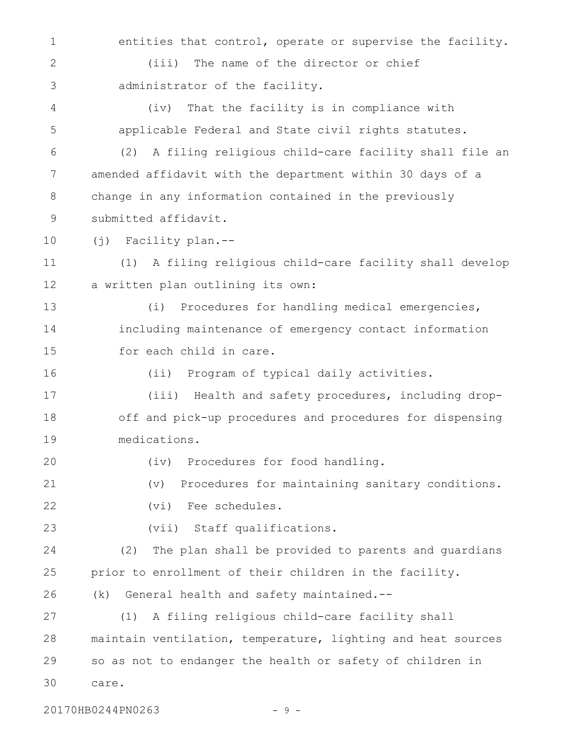entities that control, operate or supervise the facility.

(iii) The name of the director or chief administrator of the facility.

(iv) That the facility is in compliance with applicable Federal and State civil rights statutes.

(2) A filing religious child-care facility shall file an amended affidavit with the department within 30 days of a change in any information contained in the previously submitted affidavit.

(j) Facility plan.--

(1) A filing religious child-care facility shall develop a written plan outlining its own:

(i) Procedures for handling medical emergencies, including maintenance of emergency contact information for each child in care.

(ii) Program of typical daily activities.

(iii) Health and safety procedures, including drop-off and pick-up procedures and procedures for dispensing medications.

(iv) Procedures for food handling.

(v) Procedures for maintaining sanitary conditions.

(vi) Fee schedules.

(vii) Staff qualifications.

(2) The plan shall be provided to parents and guardians prior to enrollment of their children in the facility.

(k) General health and safety maintained.--

(1) A filing religious child-care facility shall maintain ventilation, temperature, lighting and heat sources so as not to endanger the health or safety of children in care.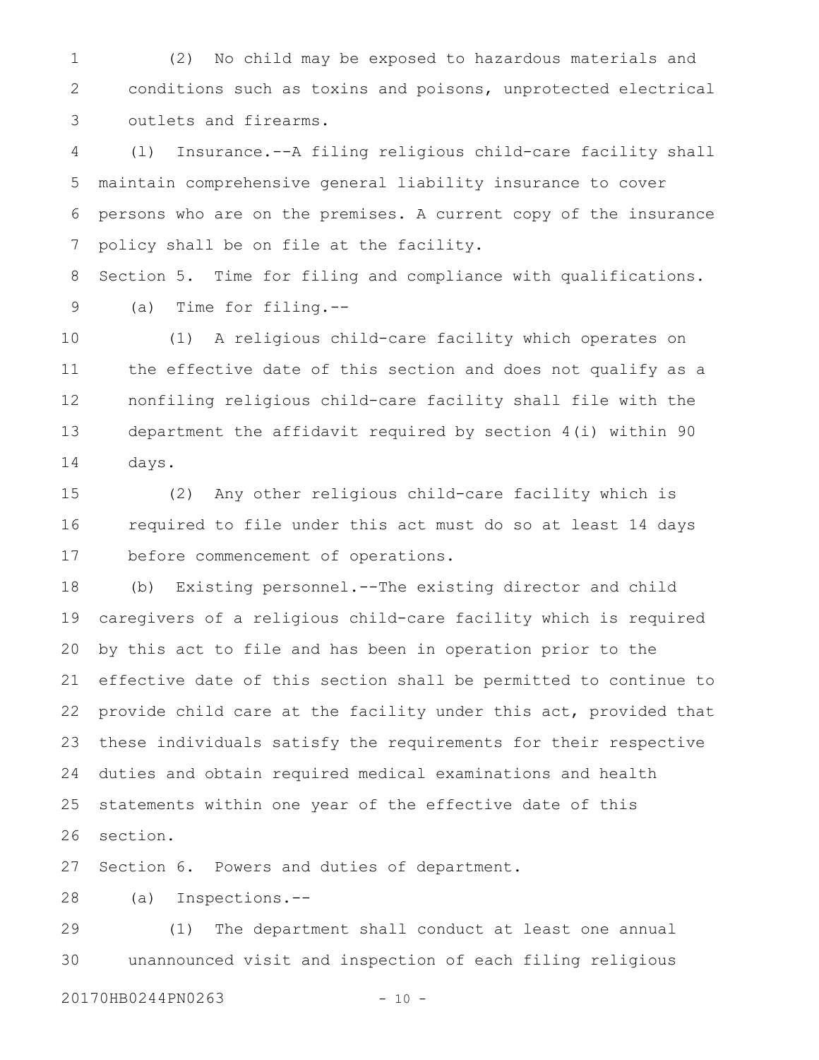(2) No child may be exposed to hazardous materials and conditions such as toxins and poisons, unprotected electrical outlets and firearms.

(l) Insurance.--A filing religious child-care facility shall maintain comprehensive general liability insurance to cover persons who are on the premises. A current copy of the insurance policy shall be on file at the facility.

Section 5. Time for filing and compliance with qualifications.

(a) Time for filing.--

(1) A religious child-care facility which operates on the effective date of this section and does not qualify as a nonfiling religious child-care facility shall file with the department the affidavit required by section 4(i) within 90 days.

(2) Any other religious child-care facility which is required to file under this act must do so at least 14 days before commencement of operations.

(b) Existing personnel.--The existing director and child caregivers of a religious child-care facility which is required by this act to file and has been in operation prior to the effective date of this section shall be permitted to continue to provide child care at the facility under this act, provided that these individuals satisfy the requirements for their respective duties and obtain required medical examinations and health statements within one year of the effective date of this section.

Section 6. Powers and duties of department.

(a) Inspections.--

(1) The department shall conduct at least one annual unannounced visit and inspection of each filing religious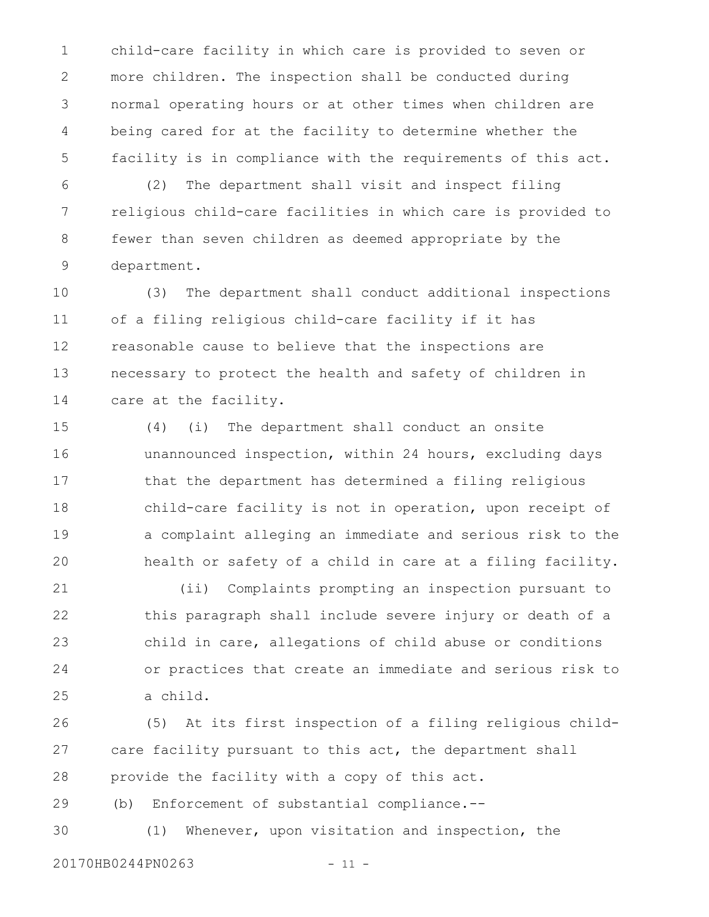child-care facility in which care is provided to seven or more children. The inspection shall be conducted during normal operating hours or at other times when children are being cared for at the facility to determine whether the facility is in compliance with the requirements of this act.

(2) The department shall visit and inspect filing religious child-care facilities in which care is provided to fewer than seven children as deemed appropriate by the department.

(3) The department shall conduct additional inspections of a filing religious child-care facility if it has reasonable cause to believe that the inspections are necessary to protect the health and safety of children in care at the facility.

(4) (i) The department shall conduct an onsite unannounced inspection, within 24 hours, excluding days that the department has determined a filing religious child-care facility is not in operation, upon receipt of a complaint alleging an immediate and serious risk to the health or safety of a child in care at a filing facility.

(ii) Complaints prompting an inspection pursuant to this paragraph shall include severe injury or death of a child in care, allegations of child abuse or conditions or practices that create an immediate and serious risk to a child.

(5) At its first inspection of a filing religious child-care facility pursuant to this act, the department shall provide the facility with a copy of this act.

(b) Enforcement of substantial compliance.--

(1) Whenever, upon visitation and inspection, the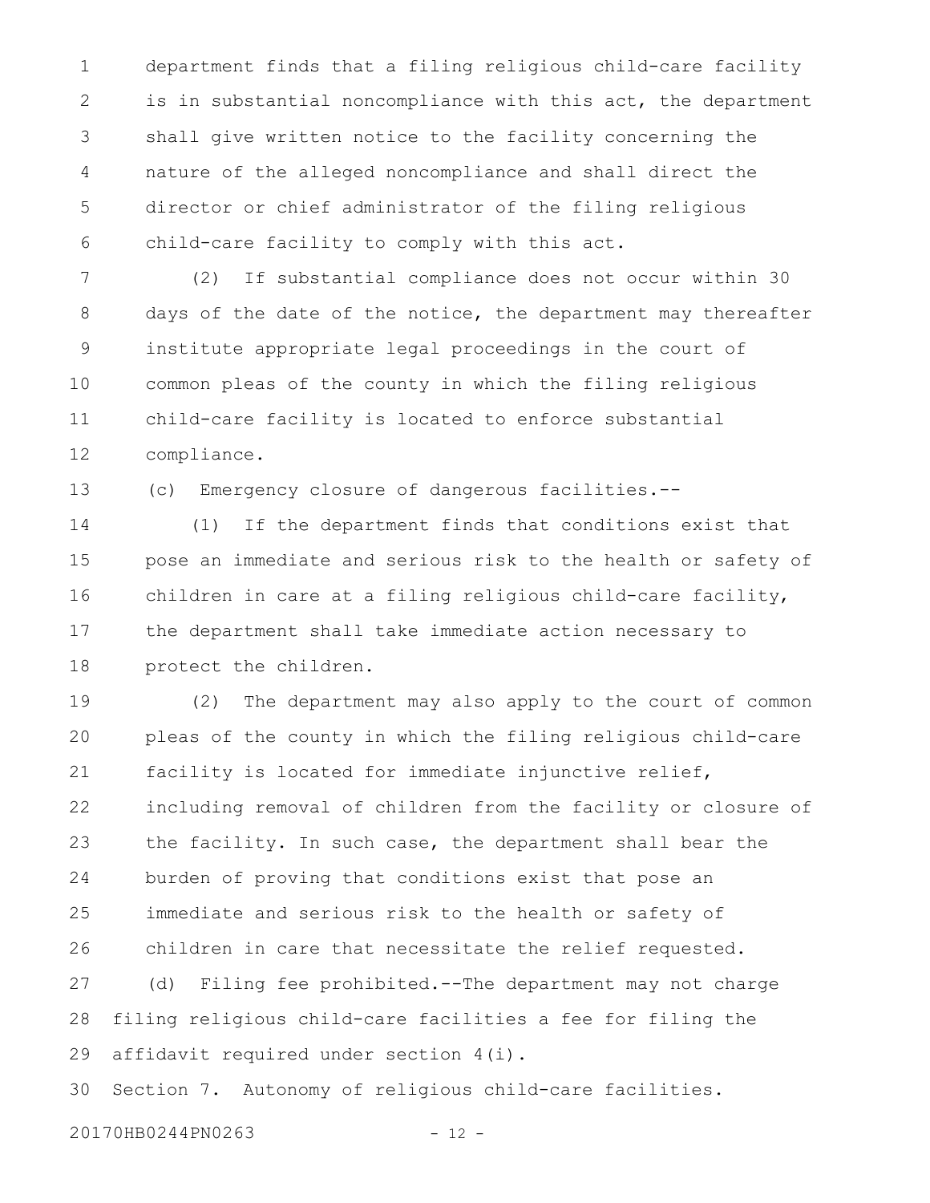department finds that a filing religious child-care facility is in substantial noncompliance with this act, the department shall give written notice to the facility concerning the nature of the alleged noncompliance and shall direct the director or chief administrator of the filing religious child-care facility to comply with this act.

(2) If substantial compliance does not occur within 30 days of the date of the notice, the department may thereafter institute appropriate legal proceedings in the court of common pleas of the county in which the filing religious child-care facility is located to enforce substantial compliance.

(c) Emergency closure of dangerous facilities.--

(1) If the department finds that conditions exist that pose an immediate and serious risk to the health or safety of children in care at a filing religious child-care facility, the department shall take immediate action necessary to protect the children.

(2) The department may also apply to the court of common pleas of the county in which the filing religious child-care facility is located for immediate injunctive relief, including removal of children from the facility or closure of the facility. In such case, the department shall bear the burden of proving that conditions exist that pose an immediate and serious risk to the health or safety of children in care that necessitate the relief requested.

(d) Filing fee prohibited.--The department may not charge filing religious child-care facilities a fee for filing the affidavit required under section 4(i).

Section 7. Autonomy of religious child-care facilities.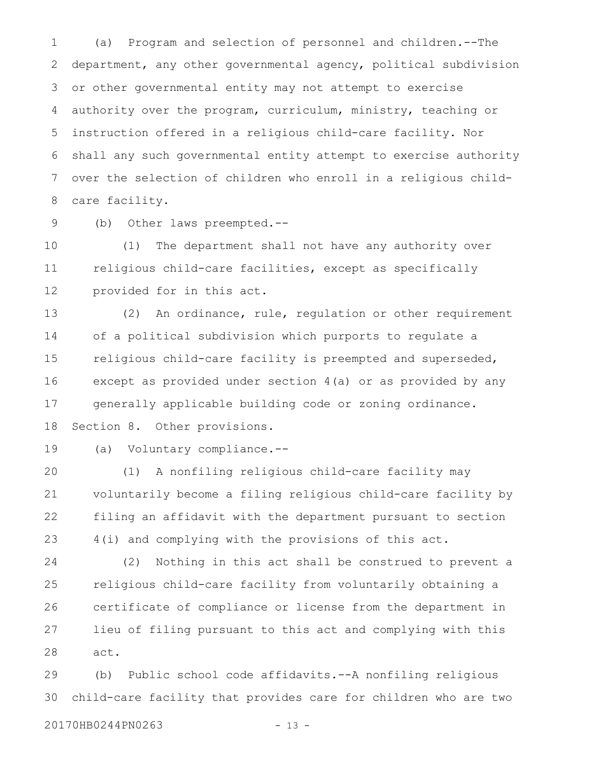(a) Program and selection of personnel and children.--The department, any other governmental agency, political subdivision or other governmental entity may not attempt to exercise authority over the program, curriculum, ministry, teaching or instruction offered in a religious child-care facility. Nor shall any such governmental entity attempt to exercise authority over the selection of children who enroll in a religious child-care facility.

(b) Other laws preempted.--

(1) The department shall not have any authority over religious child-care facilities, except as specifically provided for in this act.

(2) An ordinance, rule, regulation or other requirement of a political subdivision which purports to regulate a religious child-care facility is preempted and superseded, except as provided under section 4(a) or as provided by any generally applicable building code or zoning ordinance.

Section 8. Other provisions.

(a) Voluntary compliance.--

(1) A nonfiling religious child-care facility may voluntarily become a filing religious child-care facility by filing an affidavit with the department pursuant to section 4(i) and complying with the provisions of this act.

(2) Nothing in this act shall be construed to prevent a religious child-care facility from voluntarily obtaining a certificate of compliance or license from the department in lieu of filing pursuant to this act and complying with this act.

(b) Public school code affidavits.--A nonfiling religious child-care facility that provides care for children who are two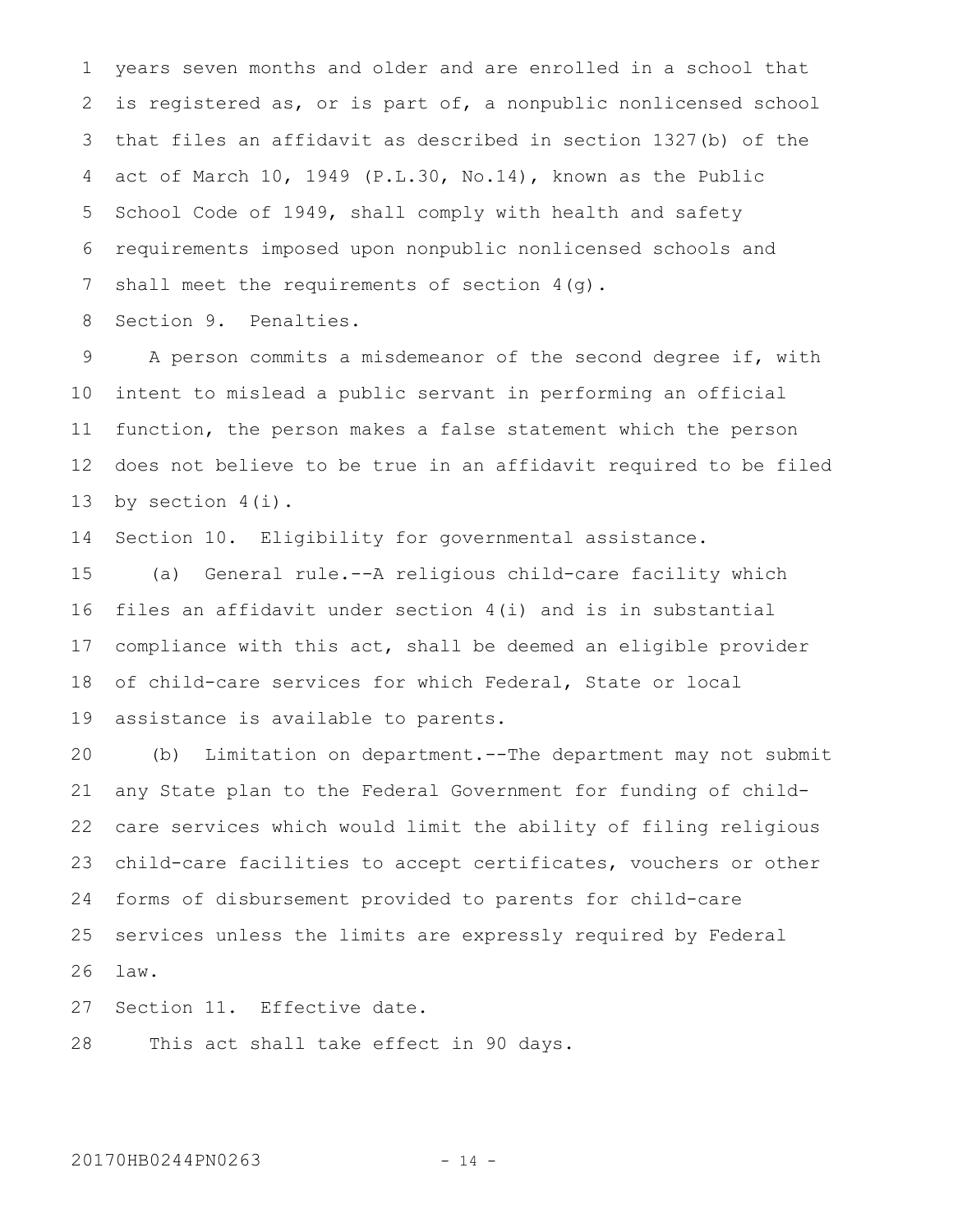years seven months and older and are enrolled in a school that is registered as, or is part of, a nonpublic nonlicensed school that files an affidavit as described in section 1327(b) of the act of March 10, 1949 (P.L.30, No.14), known as the Public School Code of 1949, shall comply with health and safety requirements imposed upon nonpublic nonlicensed schools and shall meet the requirements of section 4(g).

Section 9. Penalties.

A person commits a misdemeanor of the second degree if, with intent to mislead a public servant in performing an official function, the person makes a false statement which the person does not believe to be true in an affidavit required to be filed by section 4(i).

Section 10. Eligibility for governmental assistance.

(a) General rule.--A religious child-care facility which files an affidavit under section 4(i) and is in substantial compliance with this act, shall be deemed an eligible provider of child-care services for which Federal, State or local assistance is available to parents.

(b) Limitation on department.--The department may not submit any State plan to the Federal Government for funding of child-care services which would limit the ability of filing religious child-care facilities to accept certificates, vouchers or other forms of disbursement provided to parents for child-care services unless the limits are expressly required by Federal law.

Section 11. Effective date.

This act shall take effect in 90 days.